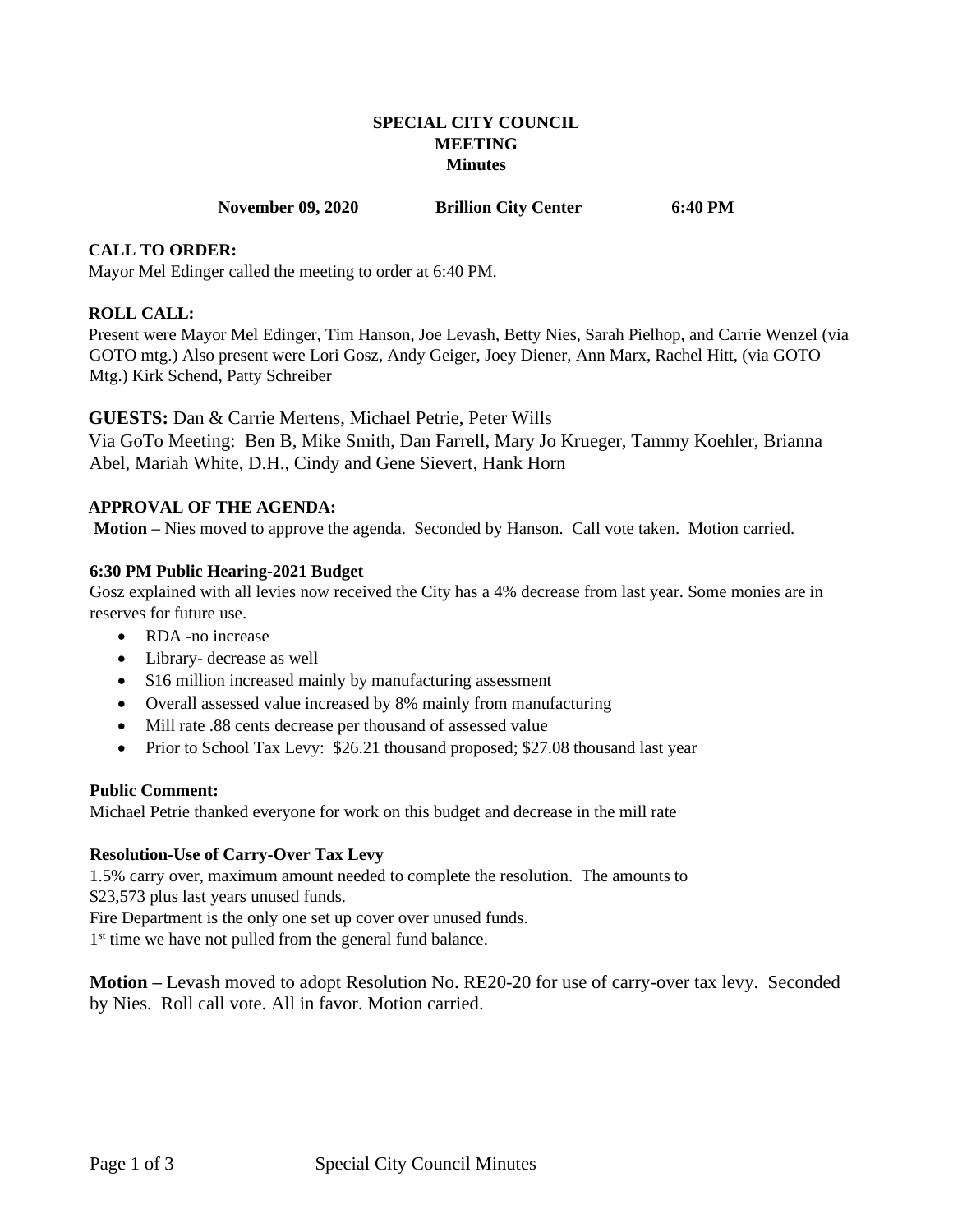# SPECIAL CITY COUNCIL MEETING
## Minutes

**November 09, 2020 Brillion City Center 6:40 PM**

**CALL TO ORDER:**
Mayor Mel Edinger called the meeting to order at 6:40 PM.

**ROLL CALL:**
Present were Mayor Mel Edinger, Tim Hanson, Joe Levash, Betty Nies, Sarah Pielhop, and Carrie Wenzel (via GOTO mtg.) Also present were Lori Gosz, Andy Geiger, Joey Diener, Ann Marx, Rachel Hitt, (via GOTO Mtg.) Kirk Schend, Patty Schreiber

**GUESTS:** Dan & Carrie Mertens, Michael Petrie, Peter Wills
Via GoTo Meeting: Ben B, Mike Smith, Dan Farrell, Mary Jo Krueger, Tammy Koehler, Brianna Abel, Mariah White, D.H., Cindy and Gene Sievert, Hank Horn

**APPROVAL OF THE AGENDA:**
**Motion –** Nies moved to approve the agenda. Seconded by Hanson. Call vote taken. Motion carried.

**6:30 PM Public Hearing-2021 Budget**
Gosz explained with all levies now received the City has a 4% decrease from last year. Some monies are in reserves for future use.

- RDA -no increase
- Library- decrease as well
- $16 million increased mainly by manufacturing assessment
- Overall assessed value increased by 8% mainly from manufacturing
- Mill rate .88 cents decrease per thousand of assessed value
- Prior to School Tax Levy: $26.21 thousand proposed; $27.08 thousand last year

**Public Comment:**
Michael Petrie thanked everyone for work on this budget and decrease in the mill rate

**Resolution-Use of Carry-Over Tax Levy**
1.5% carry over, maximum amount needed to complete the resolution. The amounts to
$23,573 plus last years unused funds.
Fire Department is the only one set up cover over unused funds.
1st time we have not pulled from the general fund balance.

**Motion –** Levash moved to adopt Resolution No. RE20-20 for use of carry-over tax levy. Seconded by Nies. Roll call vote. All in favor. Motion carried.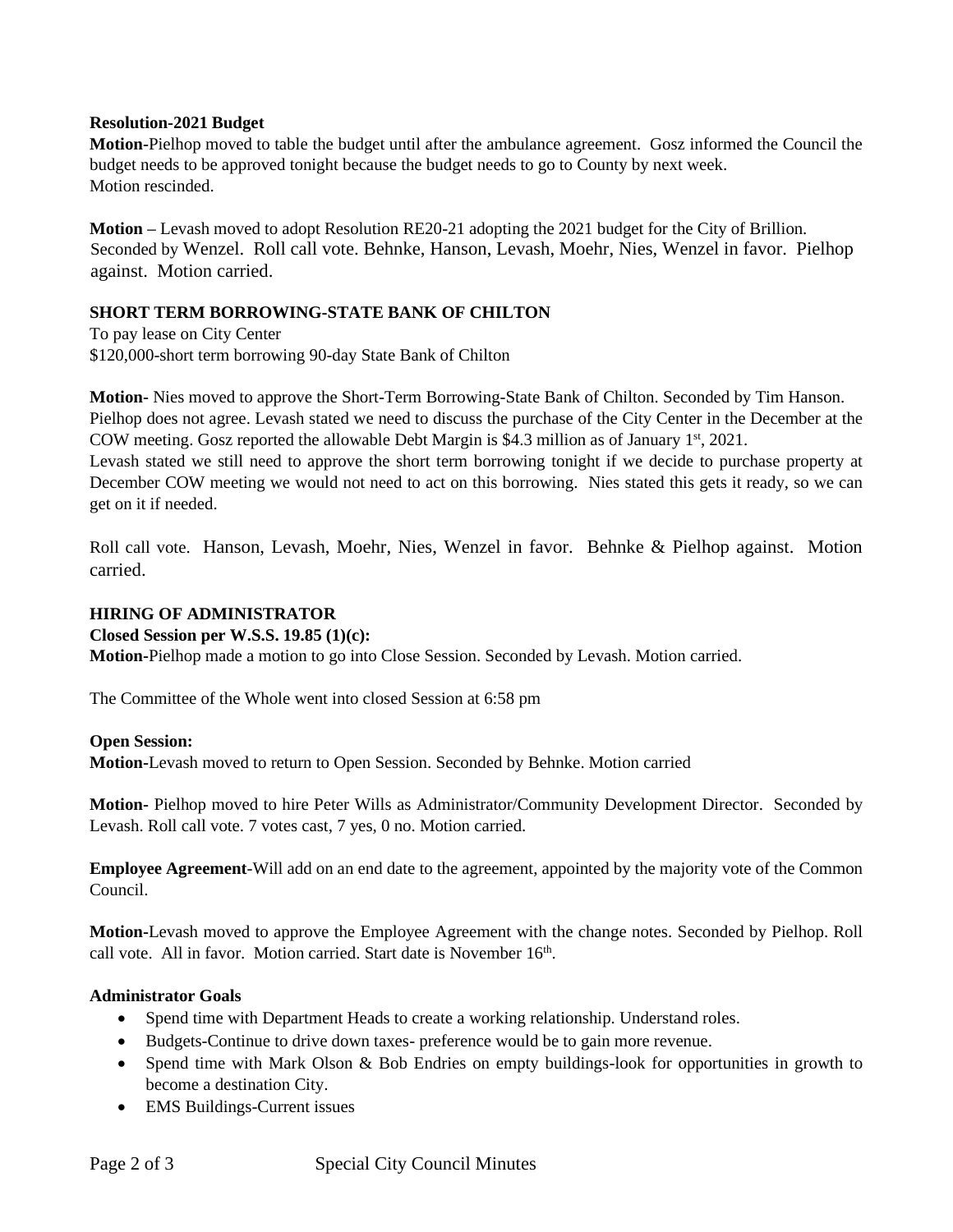**Resolution-2021 Budget**

**Motion**-Pielhop moved to table the budget until after the ambulance agreement. Gosz informed the Council the budget needs to be approved tonight because the budget needs to go to County by next week. Motion rescinded.

**Motion** – Levash moved to adopt Resolution RE20-21 adopting the 2021 budget for the City of Brillion. Seconded by Wenzel. Roll call vote. Behnke, Hanson, Levash, Moehr, Nies, Wenzel in favor. Pielhop against. Motion carried.

**SHORT TERM BORROWING-STATE BANK OF CHILTON**

To pay lease on City Center
\$120,000-short term borrowing 90-day State Bank of Chilton

**Motion-** Nies moved to approve the Short-Term Borrowing-State Bank of Chilton. Seconded by Tim Hanson. Pielhop does not agree. Levash stated we need to discuss the purchase of the City Center in the December at the COW meeting. Gosz reported the allowable Debt Margin is \$4.3 million as of January 1st, 2021.
Levash stated we still need to approve the short term borrowing tonight if we decide to purchase property at December COW meeting we would not need to act on this borrowing. Nies stated this gets it ready, so we can get on it if needed.

Roll call vote. Hanson, Levash, Moehr, Nies, Wenzel in favor. Behnke & Pielhop against. Motion carried.

**HIRING OF ADMINISTRATOR**

**Closed Session per W.S.S. 19.85 (1)(c):**

**Motion**-Pielhop made a motion to go into Close Session. Seconded by Levash. Motion carried.

The Committee of the Whole went into closed Session at 6:58 pm

**Open Session:**

**Motion**-Levash moved to return to Open Session. Seconded by Behnke. Motion carried

**Motion-** Pielhop moved to hire Peter Wills as Administrator/Community Development Director. Seconded by Levash. Roll call vote. 7 votes cast, 7 yes, 0 no. Motion carried.

**Employee Agreement**-Will add on an end date to the agreement, appointed by the majority vote of the Common Council.

**Motion**-Levash moved to approve the Employee Agreement with the change notes. Seconded by Pielhop. Roll call vote. All in favor. Motion carried. Start date is November 16th.

**Administrator Goals**

- Spend time with Department Heads to create a working relationship. Understand roles.
- Budgets-Continue to drive down taxes- preference would be to gain more revenue.
- Spend time with Mark Olson & Bob Endries on empty buildings-look for opportunities in growth to become a destination City.
- EMS Buildings-Current issues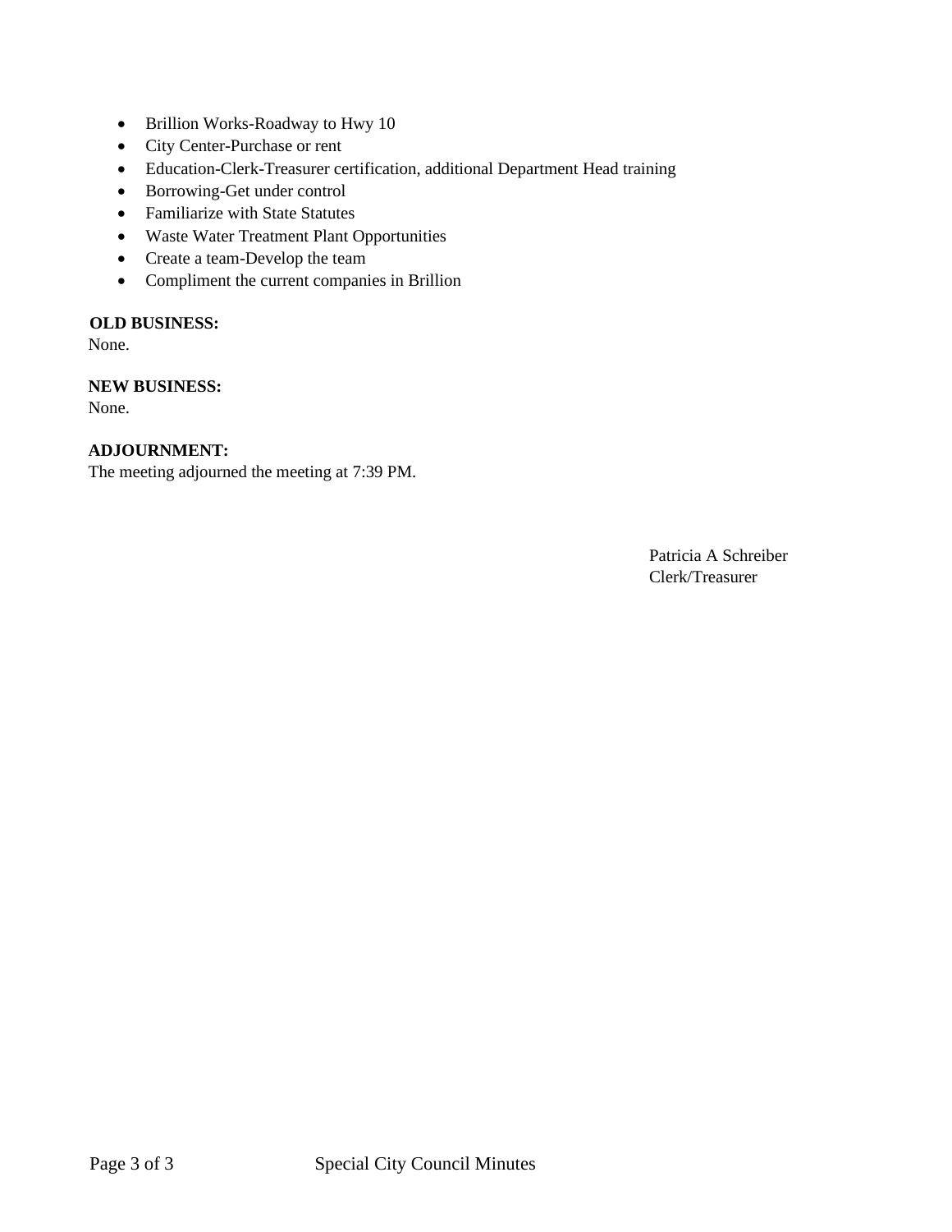- Brillion Works-Roadway to Hwy 10
- City Center-Purchase or rent
- Education-Clerk-Treasurer certification, additional Department Head training
- Borrowing-Get under control
- Familiarize with State Statutes
- Waste Water Treatment Plant Opportunities
- Create a team-Develop the team
- Compliment the current companies in Brillion

**OLD BUSINESS:**
None.

**NEW BUSINESS:**
None.

**ADJOURNMENT:**
The meeting adjourned the meeting at 7:39 PM.

Patricia A Schreiber
Clerk/Treasurer